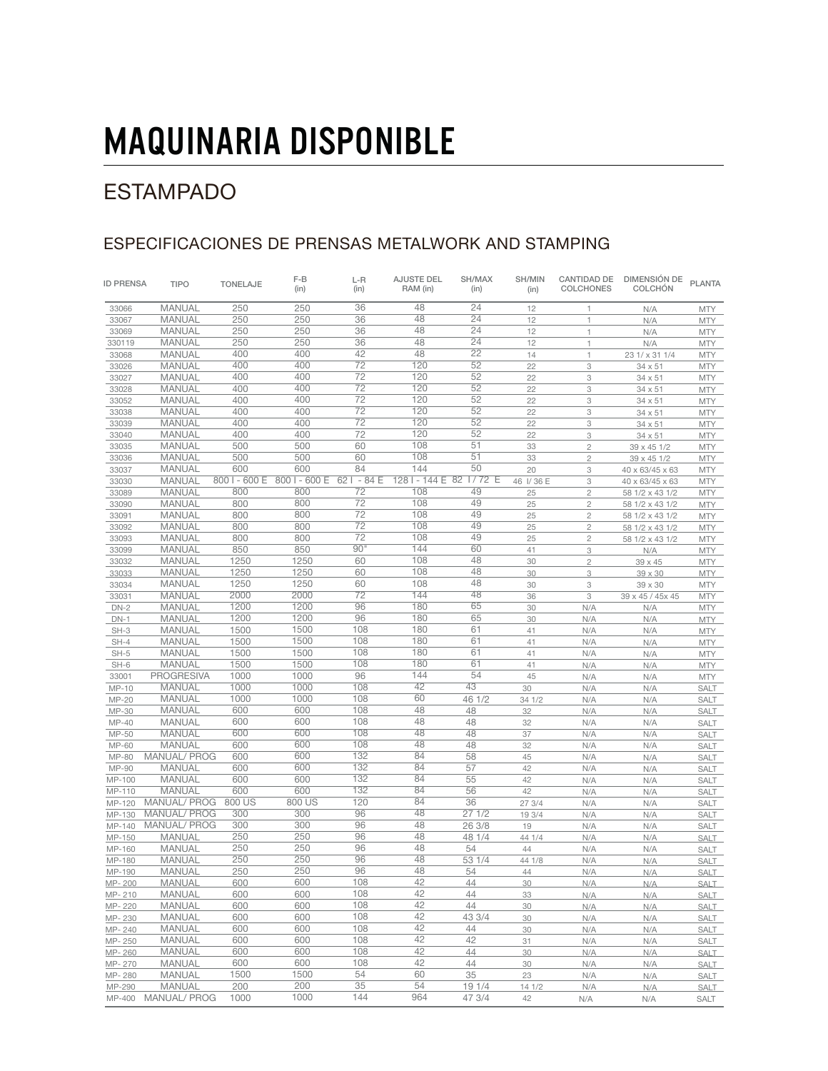# MAQUINARIA DISPONIBLE

## ESTAMPADO

### ESPECIFICACIONES DE PRENSAS METALWORK AND STAMPING

| ID PRENSA | TIPO | TONELAJE | F-B (in) | L-R (in) | AJUSTE DEL RAM (in) | SH/MAX (in) | SH/MIN (in) | CANTIDAD DE COLCHONES | DIMENSIÓN DE COLCHÓN | PLANTA |
|---|---|---|---|---|---|---|---|---|---|---|
| 33066 | MANUAL | 250 | 250 | 36 | 48 | 24 | 12 | 1 | N/A | MTY |
| 33067 | MANUAL | 250 | 250 | 36 | 48 | 24 | 12 | 1 | N/A | MTY |
| 33069 | MANUAL | 250 | 250 | 36 | 48 | 24 | 12 | 1 | N/A | MTY |
| 330119 | MANUAL | 250 | 250 | 36 | 48 | 24 | 12 | 1 | N/A | MTY |
| 33068 | MANUAL | 400 | 400 | 42 | 48 | 22 | 14 | 1 | 23 1/ x 31 1/4 | MTY |
| 33026 | MANUAL | 400 | 400 | 72 | 120 | 52 | 22 | 3 | 34 x 51 | MTY |
| 33027 | MANUAL | 400 | 400 | 72 | 120 | 52 | 22 | 3 | 34 x 51 | MTY |
| 33028 | MANUAL | 400 | 400 | 72 | 120 | 52 | 22 | 3 | 34 x 51 | MTY |
| 33052 | MANUAL | 400 | 400 | 72 | 120 | 52 | 22 | 3 | 34 x 51 | MTY |
| 33038 | MANUAL | 400 | 400 | 72 | 120 | 52 | 22 | 3 | 34 x 51 | MTY |
| 33039 | MANUAL | 400 | 400 | 72 | 120 | 52 | 22 | 3 | 34 x 51 | MTY |
| 33040 | MANUAL | 400 | 400 | 72 | 120 | 52 | 22 | 3 | 34 x 51 | MTY |
| 33035 | MANUAL | 500 | 500 | 60 | 108 | 51 | 33 | 2 | 39 x 45 1/2 | MTY |
| 33036 | MANUAL | 500 | 500 | 60 | 108 | 51 | 33 | 2 | 39 x 45 1/2 | MTY |
| 33037 | MANUAL | 600 | 600 | 84 | 144 | 50 | 20 | 3 | 40 x 63/45 x 63 | MTY |
| 33030 | MANUAL | 800 I - 600 E | 800 I - 600 E | 62 I - 84 E | 128 I - 144 E | 82 I / 72 E | 46 I/ 36 E | 3 | 40 x 63/45 x 63 | MTY |
| 33089 | MANUAL | 800 | 800 | 72 | 108 | 49 | 25 | 2 | 58 1/2 x 43 1/2 | MTY |
| 33090 | MANUAL | 800 | 800 | 72 | 108 | 49 | 25 | 2 | 58 1/2 x 43 1/2 | MTY |
| 33091 | MANUAL | 800 | 800 | 72 | 108 | 49 | 25 | 2 | 58 1/2 x 43 1/2 | MTY |
| 33092 | MANUAL | 800 | 800 | 72 | 108 | 49 | 25 | 2 | 58 1/2 x 43 1/2 | MTY |
| 33093 | MANUAL | 800 | 800 | 72 | 108 | 49 | 25 | 2 | 58 1/2 x 43 1/2 | MTY |
| 33099 | MANUAL | 850 | 850 | 90" | 144 | 60 | 41 | 3 | N/A | MTY |
| 33032 | MANUAL | 1250 | 1250 | 60 | 108 | 48 | 30 | 2 | 39 x 45 | MTY |
| 33033 | MANUAL | 1250 | 1250 | 60 | 108 | 48 | 30 | 3 | 39 x 30 | MTY |
| 33034 | MANUAL | 1250 | 1250 | 60 | 108 | 48 | 30 | 3 | 39 x 30 | MTY |
| 33031 | MANUAL | 2000 | 2000 | 72 | 144 | 48 | 36 | 3 | 39 x 45 / 45x 45 | MTY |
| DN-2 | MANUAL | 1200 | 1200 | 96 | 180 | 65 | 30 | N/A | N/A | MTY |
| DN-1 | MANUAL | 1200 | 1200 | 96 | 180 | 65 | 30 | N/A | N/A | MTY |
| SH-3 | MANUAL | 1500 | 1500 | 108 | 180 | 61 | 41 | N/A | N/A | MTY |
| SH-4 | MANUAL | 1500 | 1500 | 108 | 180 | 61 | 41 | N/A | N/A | MTY |
| SH-5 | MANUAL | 1500 | 1500 | 108 | 180 | 61 | 41 | N/A | N/A | MTY |
| SH-6 | MANUAL | 1500 | 1500 | 108 | 180 | 61 | 41 | N/A | N/A | MTY |
| 33001 | PROGRESIVA | 1000 | 1000 | 96 | 144 | 54 | 45 | N/A | N/A | MTY |
| MP-10 | MANUAL | 1000 | 1000 | 108 | 42 | 43 | 30 | N/A | N/A | SALT |
| MP-20 | MANUAL | 1000 | 1000 | 108 | 60 | 46 1/2 | 34 1/2 | N/A | N/A | SALT |
| MP-30 | MANUAL | 600 | 600 | 108 | 48 | 48 | 32 | N/A | N/A | SALT |
| MP-40 | MANUAL | 600 | 600 | 108 | 48 | 48 | 32 | N/A | N/A | SALT |
| MP-50 | MANUAL | 600 | 600 | 108 | 48 | 48 | 37 | N/A | N/A | SALT |
| MP-60 | MANUAL | 600 | 600 | 108 | 48 | 48 | 32 | N/A | N/A | SALT |
| MP-80 | MANUAL/ PROG | 600 | 600 | 132 | 84 | 58 | 45 | N/A | N/A | SALT |
| MP-90 | MANUAL | 600 | 600 | 132 | 84 | 57 | 42 | N/A | N/A | SALT |
| MP-100 | MANUAL | 600 | 600 | 132 | 84 | 55 | 42 | N/A | N/A | SALT |
| MP-110 | MANUAL | 600 | 600 | 132 | 84 | 56 | 42 | N/A | N/A | SALT |
| MP-120 | MANUAL/ PROG | 800 US | 800 US | 120 | 84 | 36 | 27 3/4 | N/A | N/A | SALT |
| MP-130 | MANUAL/ PROG | 300 | 300 | 96 | 48 | 27 1/2 | 19 3/4 | N/A | N/A | SALT |
| MP-140 | MANUAL/ PROG | 300 | 300 | 96 | 48 | 26 3/8 | 19 | N/A | N/A | SALT |
| MP-150 | MANUAL | 250 | 250 | 96 | 48 | 48 1/4 | 44 1/4 | N/A | N/A | SALT |
| MP-160 | MANUAL | 250 | 250 | 96 | 48 | 54 | 44 | N/A | N/A | SALT |
| MP-180 | MANUAL | 250 | 250 | 96 | 48 | 53 1/4 | 44 1/8 | N/A | N/A | SALT |
| MP-190 | MANUAL | 250 | 250 | 96 | 48 | 54 | 44 | N/A | N/A | SALT |
| MP- 200 | MANUAL | 600 | 600 | 108 | 42 | 44 | 30 | N/A | N/A | SALT |
| MP- 210 | MANUAL | 600 | 600 | 108 | 42 | 44 | 33 | N/A | N/A | SALT |
| MP- 220 | MANUAL | 600 | 600 | 108 | 42 | 44 | 30 | N/A | N/A | SALT |
| MP- 230 | MANUAL | 600 | 600 | 108 | 42 | 43 3/4 | 30 | N/A | N/A | SALT |
| MP- 240 | MANUAL | 600 | 600 | 108 | 42 | 44 | 30 | N/A | N/A | SALT |
| MP- 250 | MANUAL | 600 | 600 | 108 | 42 | 42 | 31 | N/A | N/A | SALT |
| MP- 260 | MANUAL | 600 | 600 | 108 | 42 | 44 | 30 | N/A | N/A | SALT |
| MP- 270 | MANUAL | 600 | 600 | 108 | 42 | 44 | 30 | N/A | N/A | SALT |
| MP- 280 | MANUAL | 1500 | 1500 | 54 | 60 | 35 | 23 | N/A | N/A | SALT |
| MP-290 | MANUAL | 200 | 200 | 35 | 54 | 19 1/4 | 14 1/2 | N/A | N/A | SALT |
| MP-400 | MANUAL/ PROG | 1000 | 1000 | 144 | 964 | 47 3/4 | 42 | N/A | N/A | SALT |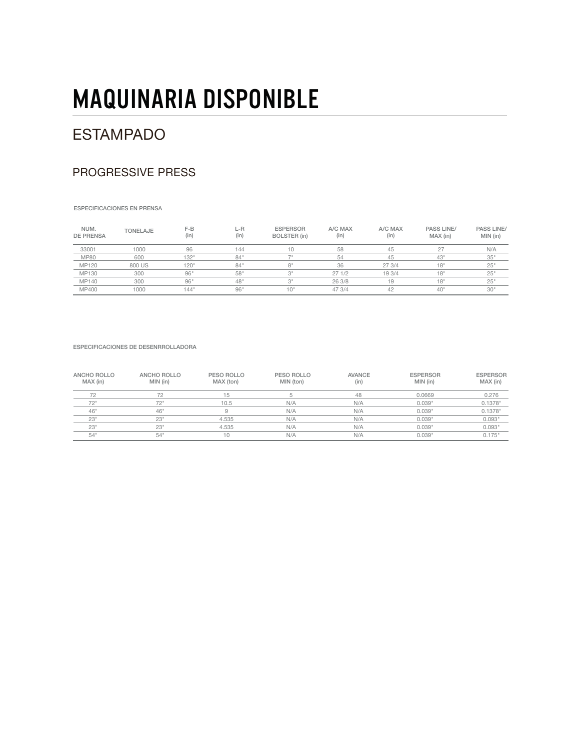# MAQUINARIA DISPONIBLE

## ESTAMPADO

### PROGRESSIVE PRESS

ESPECIFICACIONES EN PRENSA

| NUM. DE PRENSA | TONELAJE | F-B (in) | L-R (in) | ESPERSOR BOLSTER (in) | A/C MAX (in) | A/C MAX (in) | PASS LINE/ MAX (in) | PASS LINE/ MIN (in) |
|---|---|---|---|---|---|---|---|---|
| 33001 | 1000 | 96 | 144 | 10 | 58 | 45 | 27 | N/A |
| MP80 | 600 | 132" | 84" | 7" | 54 | 45 | 43" | 35" |
| MP120 | 800 US | 120" | 84" | 8" | 36 | 27 3/4 | 18" | 25" |
| MP130 | 300 | 96" | 58" | 3" | 27 1/2 | 19 3/4 | 18" | 25" |
| MP140 | 300 | 96" | 48" | 3" | 26 3/8 | 19 | 18" | 25" |
| MP400 | 1000 | 144" | 96" | 10" | 47 3/4 | 42 | 40" | 30" |

ESPECIFICACIONES DE DESENRROLLADORA

| ANCHO ROLLO MAX (in) | ANCHO ROLLO MIN (in) | PESO ROLLO MAX (ton) | PESO ROLLO MIN (ton) | AVANCE (in) | ESPERSOR MIN (in) | ESPERSOR MAX (in) |
|---|---|---|---|---|---|---|
| 72 | 72 | 15 | 5 | 48 | 0.0669 | 0.276 |
| 72" | 72" | 10.5 | N/A | N/A | 0.039" | 0.1378" |
| 46" | 46" | 9 | N/A | N/A | 0.039" | 0.1378" |
| 23" | 23" | 4.535 | N/A | N/A | 0.039" | 0.093" |
| 23" | 23" | 4.535 | N/A | N/A | 0.039" | 0.093" |
| 54" | 54" | 10 | N/A | N/A | 0.039" | 0.175" |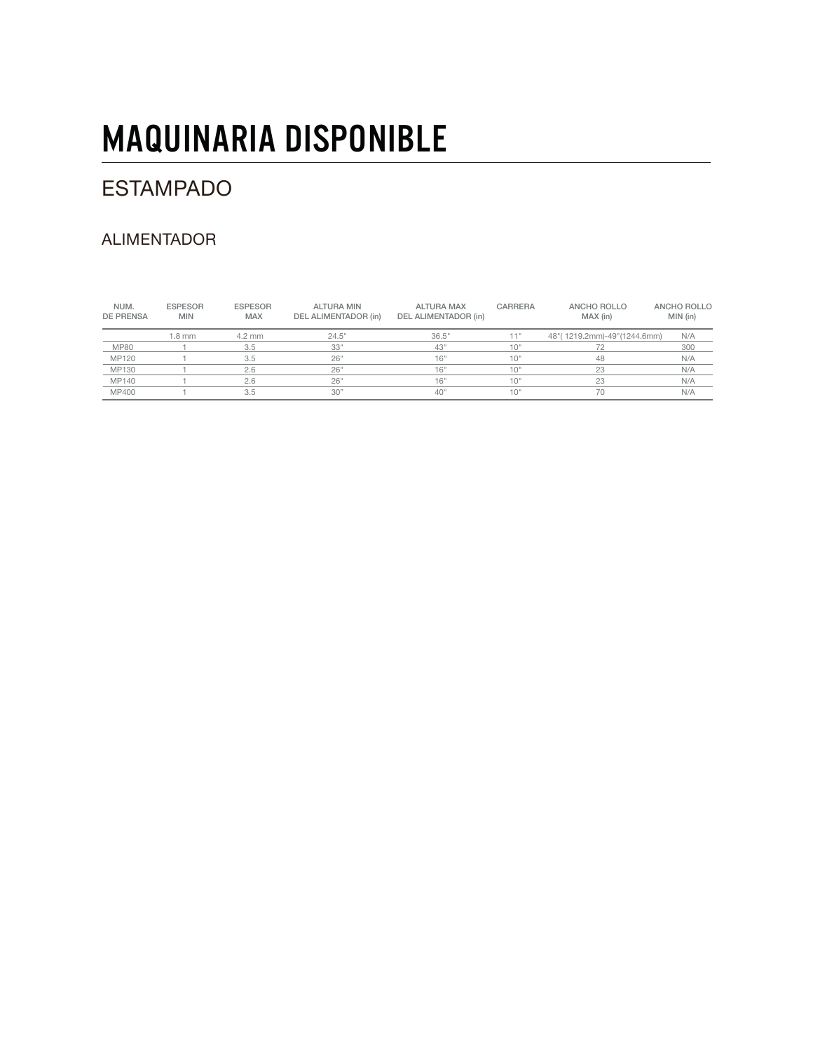# MAQUINARIA DISPONIBLE

## ESTAMPADO

### ALIMENTADOR

| NUM. DE PRENSA | ESPESOR MIN | ESPESOR MAX | ALTURA MIN DEL ALIMENTADOR (in) | ALTURA MAX DEL ALIMENTADOR (in) | CARRERA | ANCHO ROLLO MAX (in) | ANCHO ROLLO MIN (in) |
|---|---|---|---|---|---|---|---|
| | 1.8 mm | 4.2 mm | 24.5" | 36.5" | 11" | 48"( 1219.2mm)-49"(1244.6mm) | N/A |
| MP80 | 1 | 3.5 | 33" | 43" | 10" | 72 | 300 |
| MP120 | 1 | 3.5 | 26" | 16" | 10" | 48 | N/A |
| MP130 | 1 | 2.6 | 26" | 16" | 10" | 23 | N/A |
| MP140 | 1 | 2.6 | 26" | 16" | 10" | 23 | N/A |
| MP400 | 1 | 3.5 | 30" | 40" | 10" | 70 | N/A |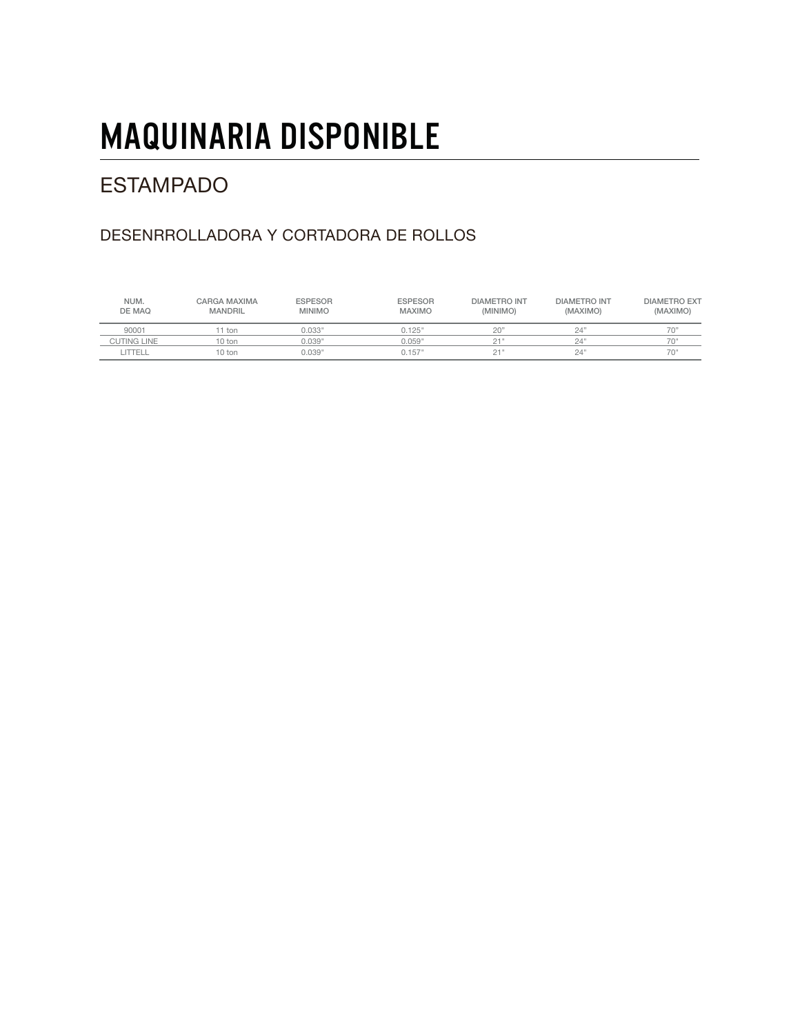# MAQUINARIA DISPONIBLE

## ESTAMPADO

### DESENRROLLADORA Y CORTADORA DE ROLLOS

| NUM. DE MAQ | CARGA MAXIMA MANDRIL | ESPESOR MINIMO | ESPESOR MAXIMO | DIAMETRO INT (MINIMO) | DIAMETRO INT (MAXIMO) | DIAMETRO EXT (MAXIMO) |
|---|---|---|---|---|---|---|
| 90001 | 11 ton | 0.033" | 0.125" | 20" | 24" | 70" |
| CUTING LINE | 10 ton | 0.039" | 0.059" | 21" | 24" | 70" |
| LITTELL | 10 ton | 0.039" | 0.157" | 21" | 24" | 70" |